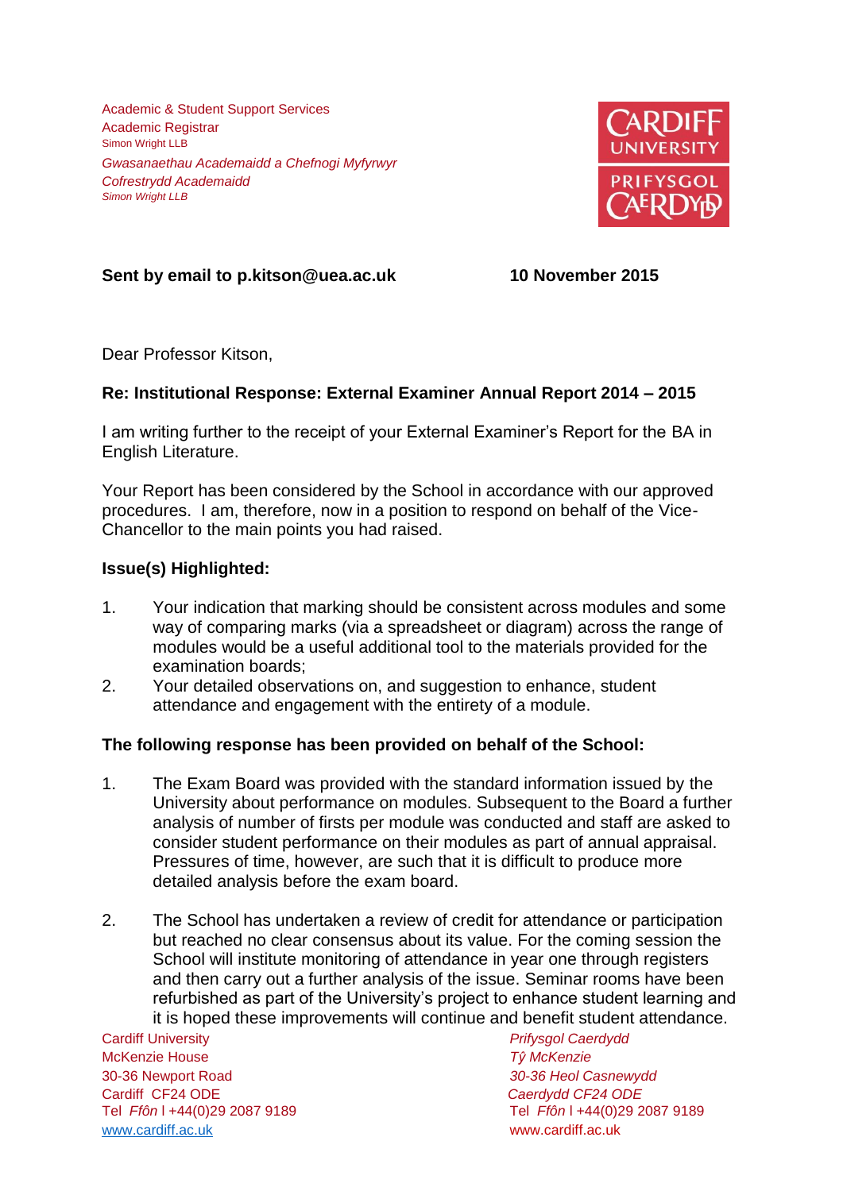Academic & Student Support Services
Academic Registrar
Simon Wright LLB

*Gwasanaethau Academaidd a Chefnogi Myfyrwyr*
*Cofrestrydd Academaidd*
*Simon Wright LLB*

CARDIFF UNIVERSITY
PRIFYSGOL CAERDYDD

**Sent by email to p.kitson@uea.ac.uk** **10 November 2015**

Dear Professor Kitson,

**Re: Institutional Response: External Examiner Annual Report 2014 – 2015**

I am writing further to the receipt of your External Examiner's Report for the BA in English Literature.

Your Report has been considered by the School in accordance with our approved procedures. I am, therefore, now in a position to respond on behalf of the Vice-Chancellor to the main points you had raised.

**Issue(s) Highlighted:**

1. Your indication that marking should be consistent across modules and some way of comparing marks (via a spreadsheet or diagram) across the range of modules would be a useful additional tool to the materials provided for the examination boards;
2. Your detailed observations on, and suggestion to enhance, student attendance and engagement with the entirety of a module.

**The following response has been provided on behalf of the School:**

1. The Exam Board was provided with the standard information issued by the University about performance on modules. Subsequent to the Board a further analysis of number of firsts per module was conducted and staff are asked to consider student performance on their modules as part of annual appraisal. Pressures of time, however, are such that it is difficult to produce more detailed analysis before the exam board.

2. The School has undertaken a review of credit for attendance or participation but reached no clear consensus about its value. For the coming session the School will institute monitoring of attendance in year one through registers and then carry out a further analysis of the issue. Seminar rooms have been refurbished as part of the University's project to enhance student learning and it is hoped these improvements will continue and benefit student attendance.

Cardiff University
McKenzie House
30-36 Newport Road
Cardiff CF24 ODE
Tel *Ffôn* l +44(0)29 2087 9189
www.cardiff.ac.uk

*Prifysgol Caerdydd*
*Tŷ McKenzie*
*30-36 Heol Casnewydd*
*Caerdydd CF24 ODE*
Tel *Ffôn* l +44(0)29 2087 9189
www.cardiff.ac.uk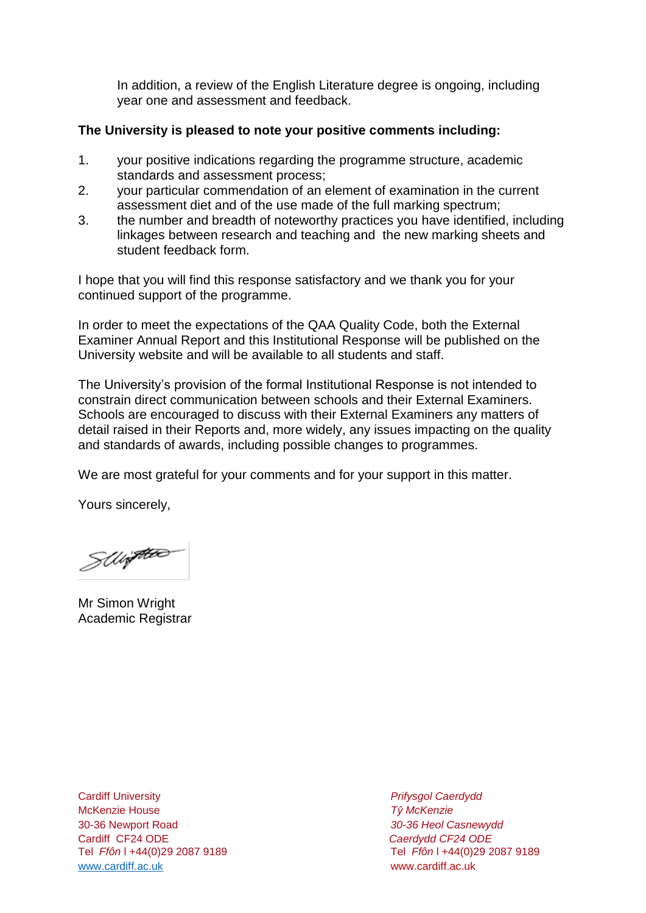In addition, a review of the English Literature degree is ongoing, including year one and assessment and feedback.

**The University is pleased to note your positive comments including:**

1. your positive indications regarding the programme structure, academic standards and assessment process;
2. your particular commendation of an element of examination in the current assessment diet and of the use made of the full marking spectrum;
3. the number and breadth of noteworthy practices you have identified, including linkages between research and teaching and the new marking sheets and student feedback form.

I hope that you will find this response satisfactory and we thank you for your continued support of the programme.

In order to meet the expectations of the QAA Quality Code, both the External Examiner Annual Report and this Institutional Response will be published on the University website and will be available to all students and staff.

The University's provision of the formal Institutional Response is not intended to constrain direct communication between schools and their External Examiners. Schools are encouraged to discuss with their External Examiners any matters of detail raised in their Reports and, more widely, any issues impacting on the quality and standards of awards, including possible changes to programmes.

We are most grateful for your comments and for your support in this matter.

Yours sincerely,

Mr Simon Wright
Academic Registrar

Cardiff University
McKenzie House
30-36 Newport Road
Cardiff CF24 ODE
Tel *Ffôn* | +44(0)29 2087 9189
www.cardiff.ac.uk

*Prifysgol Caerdydd*
*Tŷ McKenzie*
*30-36 Heol Casnewydd*
*Caerdydd CF24 ODE*
Tel *Ffôn* | +44(0)29 2087 9189
www.cardiff.ac.uk